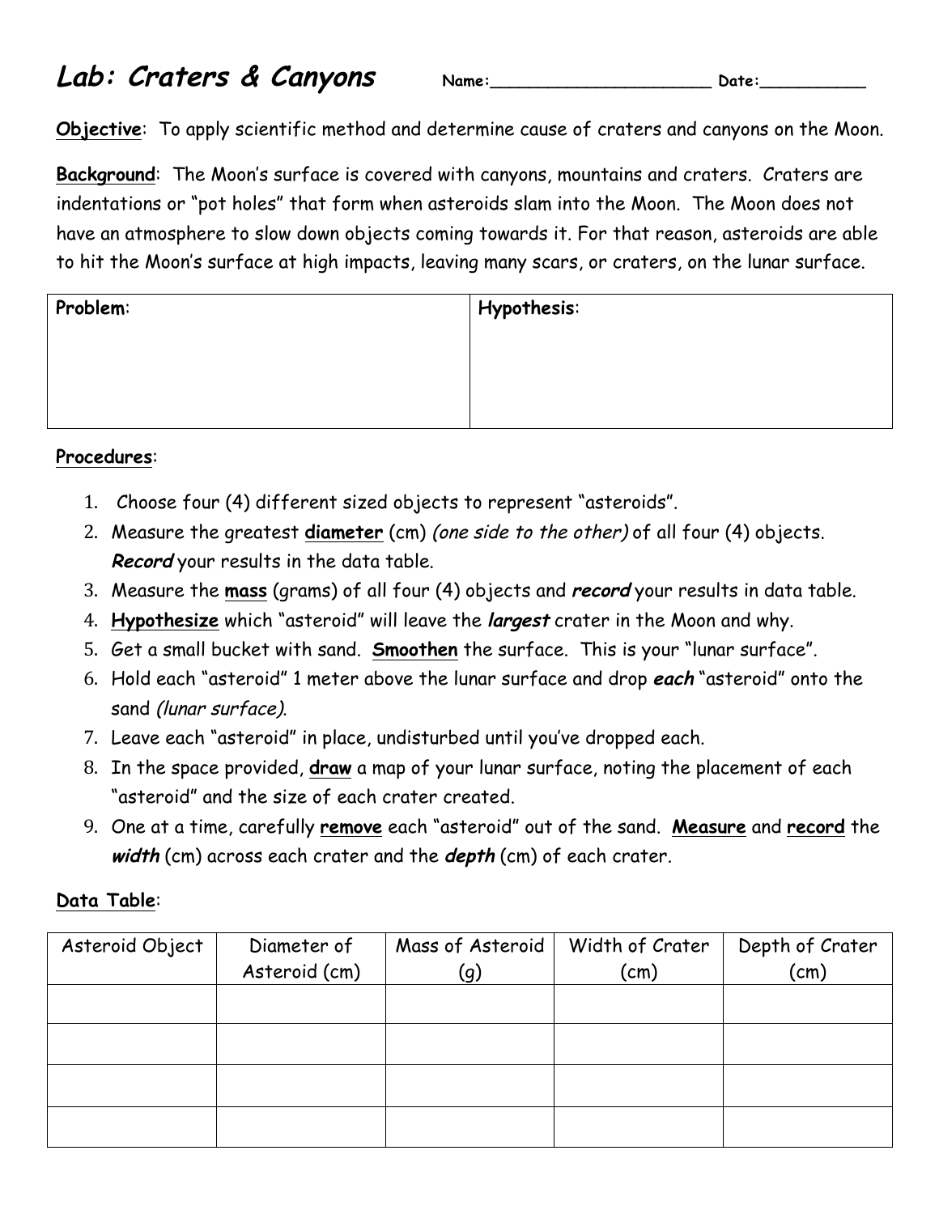# *Lab: Craters & Canyons*

**Name:**______________________ **Date:**__________

**Objective**: To apply scientific method and determine cause of craters and canyons on the Moon.

**Background**: The Moon's surface is covered with canyons, mountains and craters. Craters are indentations or "pot holes" that form when asteroids slam into the Moon. The Moon does not have an atmosphere to slow down objects coming towards it. For that reason, asteroids are able to hit the Moon's surface at high impacts, leaving many scars, or craters, on the lunar surface.

| **Problem**: | **Hypothesis**: |
|---|---|
| | |

**Procedures**:

1. Choose four (4) different sized objects to represent "asteroids".
2. Measure the greatest **diameter** (cm) *(one side to the other)* of all four (4) objects. ***Record*** your results in the data table.
3. Measure the **mass** (grams) of all four (4) objects and ***record*** your results in data table.
4. **Hypothesize** which "asteroid" will leave the ***largest*** crater in the Moon and why.
5. Get a small bucket with sand. **Smoothen** the surface. This is your "lunar surface".
6. Hold each "asteroid" 1 meter above the lunar surface and drop ***each*** "asteroid" onto the sand *(lunar surface)*.
7. Leave each "asteroid" in place, undisturbed until you've dropped each.
8. In the space provided, **draw** a map of your lunar surface, noting the placement of each "asteroid" and the size of each crater created.
9. One at a time, carefully **remove** each "asteroid" out of the sand. **Measure** and **record** the ***width*** (cm) across each crater and the ***depth*** (cm) of each crater.

**Data Table**:

| Asteroid Object | Diameter of Asteroid (cm) | Mass of Asteroid (g) | Width of Crater (cm) | Depth of Crater (cm) |
|---|---|---|---|---|
| | | | | |
| | | | | |
| | | | | |
| | | | | |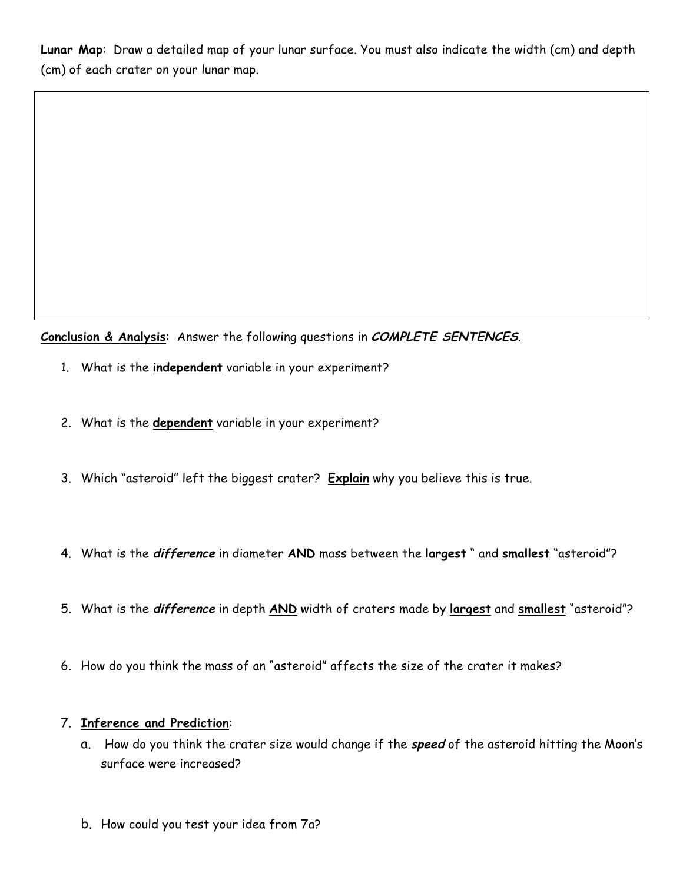**Lunar Map**: Draw a detailed map of your lunar surface. You must also indicate the width (cm) and depth (cm) of each crater on your lunar map.

**Conclusion & Analysis**: Answer the following questions in ***COMPLETE SENTENCES***.

1. What is the **independent** variable in your experiment?

2. What is the **dependent** variable in your experiment?

3. Which "asteroid" left the biggest crater? **Explain** why you believe this is true.

4. What is the ***difference*** in diameter **AND** mass between the **largest** " and **smallest** "asteroid"?

5. What is the ***difference*** in depth **AND** width of craters made by **largest** and **smallest** "asteroid"?

6. How do you think the mass of an "asteroid" affects the size of the crater it makes?

7. **Inference and Prediction**:
   a. How do you think the crater size would change if the ***speed*** of the asteroid hitting the Moon's surface were increased?

   b. How could you test your idea from 7a?